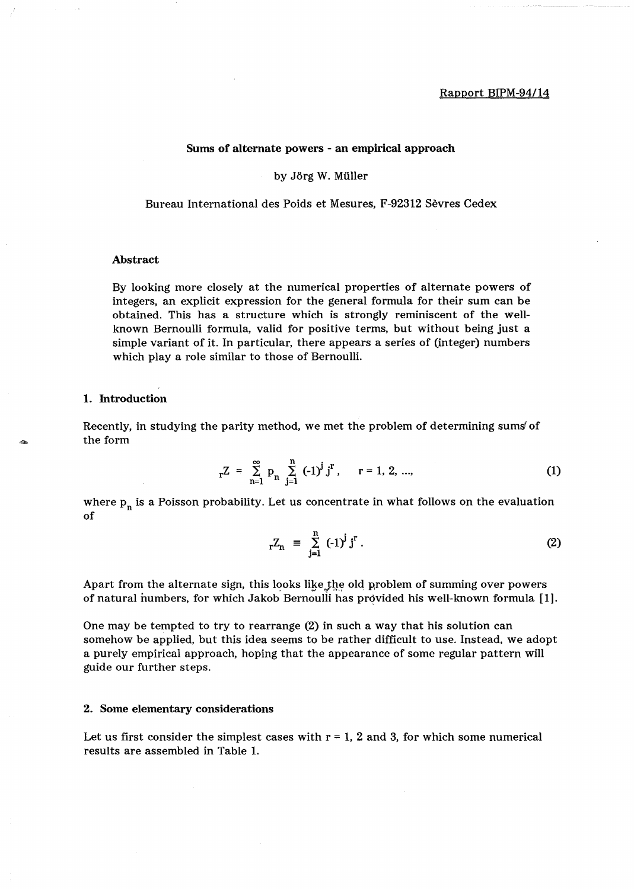Rapport BIPM-94/14

# Sums of alternate powers - an empirical approach

by Jörg W. Müller

Bureau International des Poids et Mesures, F-92312 Sèvres Cedex

### Abstract

By looking more closely at the numerical properties of alternate powers of integers, an explicit expression for the general formula for their sum can be obtained. This has a structure which is strongly reminiscent of the well-known Bernoulli formula, valid for positive terms, but without being just a simple variant of it. In particular, there appears a series of (integer) numbers which play a role similar to those of Bernoulli.

## 1. Introduction

Recently, in studying the parity method, we met the problem of determining sums of the form

$$ {}_rZ = \sum_{n=1}^{\infty} p_n \sum_{j=1}^{n} (-1)^j j^r , \qquad r = 1, 2, ..., \tag{1} $$

where $p_n$ is a Poisson probability. Let us concentrate in what follows on the evaluation of

$$ {}_rZ_n \equiv \sum_{j=1}^{n} (-1)^j j^r . \tag{2} $$

Apart from the alternate sign, this looks like the old problem of summing over powers of natural numbers, for which Jakob Bernoulli has provided his well-known formula [1].

One may be tempted to try to rearrange (2) in such a way that his solution can somehow be applied, but this idea seems to be rather difficult to use. Instead, we adopt a purely empirical approach, hoping that the appearance of some regular pattern will guide our further steps.

## 2. Some elementary considerations

Let us first consider the simplest cases with r = 1, 2 and 3, for which some numerical results are assembled in Table 1.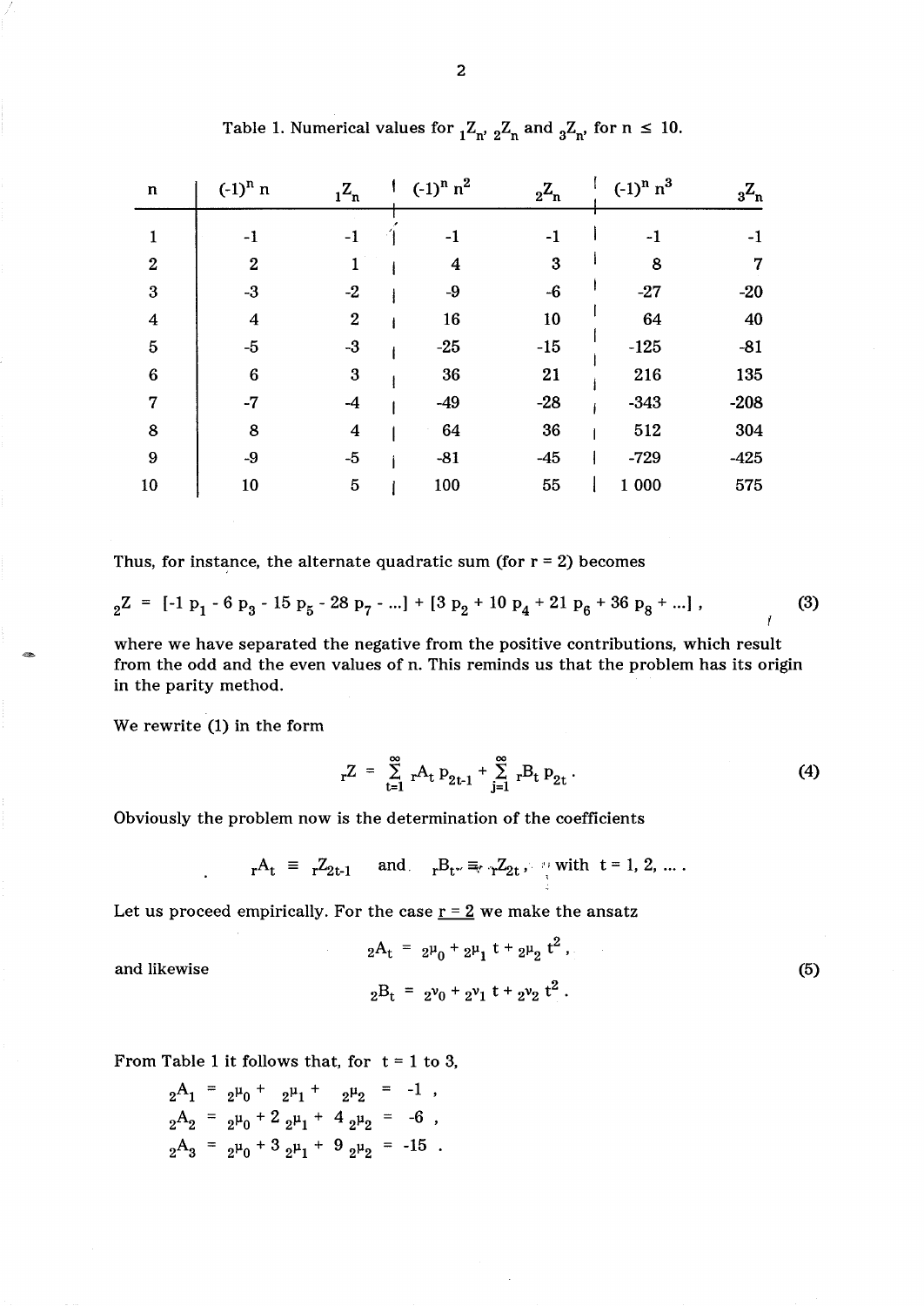Table 1. Numerical values for ${}_1Z_n$, ${}_2Z_n$ and ${}_3Z_n$, for $n \le 10$.

| n | $(-1)^n\, n$ | ${}_1Z_n$ | $(-1)^n\, n^2$ | ${}_2Z_n$ | $(-1)^n\, n^3$ | ${}_3Z_n$ |
|---|---|---|---|---|---|---|
| 1 | -1 | -1 | -1 | -1 | -1 | -1 |
| 2 | 2 | 1 | 4 | 3 | 8 | 7 |
| 3 | -3 | -2 | -9 | -6 | -27 | -20 |
| 4 | 4 | 2 | 16 | 10 | 64 | 40 |
| 5 | -5 | -3 | -25 | -15 | -125 | -81 |
| 6 | 6 | 3 | 36 | 21 | 216 | 135 |
| 7 | -7 | -4 | -49 | -28 | -343 | -208 |
| 8 | 8 | 4 | 64 | 36 | 512 | 304 |
| 9 | -9 | -5 | -81 | -45 | -729 | -425 |
| 10 | 10 | 5 | 100 | 55 | 1 000 | 575 |

Thus, for instance, the alternate quadratic sum (for r = 2) becomes

$$ {}_2Z = [-1\, p_1 - 6\, p_3 - 15\, p_5 - 28\, p_7 - \dots] + [3\, p_2 + 10\, p_4 + 21\, p_6 + 36\, p_8 + \dots]\,, \tag{3} $$

where we have separated the negative from the positive contributions, which result from the odd and the even values of n. This reminds us that the problem has its origin in the parity method.

We rewrite (1) in the form

$$ {}_rZ = \sum_{t=1}^{\infty} {}_rA_t\, p_{2t-1} + \sum_{j=1}^{\infty} {}_rB_t\, p_{2t}\,. \tag{4} $$

Obviously the problem now is the determination of the coefficients

$$ {}_rA_t \equiv {}_rZ_{2t-1} \quad \text{and} \quad {}_rB_t \equiv {}_rZ_{2t}\,, \quad \text{with } t = 1, 2, \dots\,. $$

Let us proceed empirically. For the case r = 2 we make the ansatz

$$ {}_2A_t = {}_2\mu_0 + {}_2\mu_1\, t + {}_2\mu_2\, t^2\,, $$

and likewise

$$ {}_2B_t = {}_2\nu_0 + {}_2\nu_1\, t + {}_2\nu_2\, t^2\,. \tag{5} $$

From Table 1 it follows that, for t = 1 to 3,

$$ \begin{aligned} {}_2A_1 &= {}_2\mu_0 + {}_2\mu_1 + {}_2\mu_2 = -1\,, \\ {}_2A_2 &= {}_2\mu_0 + 2\,{}_2\mu_1 + 4\,{}_2\mu_2 = -6\,, \\ {}_2A_3 &= {}_2\mu_0 + 3\,{}_2\mu_1 + 9\,{}_2\mu_2 = -15\,. \end{aligned} $$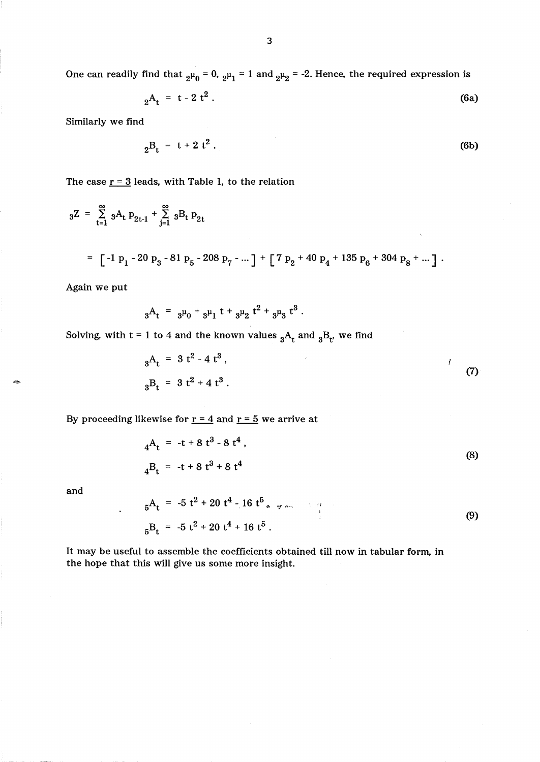One can readily find that ${}_2\mu_0 = 0$, ${}_2\mu_1 = 1$ and ${}_2\mu_2 = -2$. Hence, the required expression is

$$ {}_2A_t = t - 2\,t^2 . \tag{6a}$$

Similarly we find

$$ {}_2B_t = t + 2\,t^2 . \tag{6b}$$

The case $\underline{r = 3}$ leads, with Table 1, to the relation

$$ {}_3Z = \sum_{t=1}^{\infty} {}_3A_t\, p_{2t-1} + \sum_{j=1}^{\infty} {}_3B_t\, p_{2t} $$

$$ = \left[ -1\,p_1 - 20\,p_3 - 81\,p_5 - 208\,p_7 - \ldots \right] + \left[ 7\,p_2 + 40\,p_4 + 135\,p_6 + 304\,p_8 + \ldots \right] . $$

Again we put

$$ {}_3A_t = {}_3\mu_0 + {}_3\mu_1\, t + {}_3\mu_2\, t^2 + {}_3\mu_3\, t^3 . $$

Solving, with t = 1 to 4 and the known values ${}_3A_t$ and ${}_3B_t$, we find

$$ {}_3A_t = 3\,t^2 - 4\,t^3 , \qquad {}_3B_t = 3\,t^2 + 4\,t^3 . \tag{7}$$

By proceeding likewise for $\underline{r = 4}$ and $\underline{r = 5}$ we arrive at

$$ {}_4A_t = -t + 8\,t^3 - 8\,t^4 , \qquad {}_4B_t = -t + 8\,t^3 + 8\,t^4 \tag{8}$$

and

$$ {}_5A_t = -5\,t^2 + 20\,t^4 - 16\,t^5 , \qquad {}_5B_t = -5\,t^2 + 20\,t^4 + 16\,t^5 . \tag{9}$$

It may be useful to assemble the coefficients obtained till now in tabular form, in the hope that this will give us some more insight.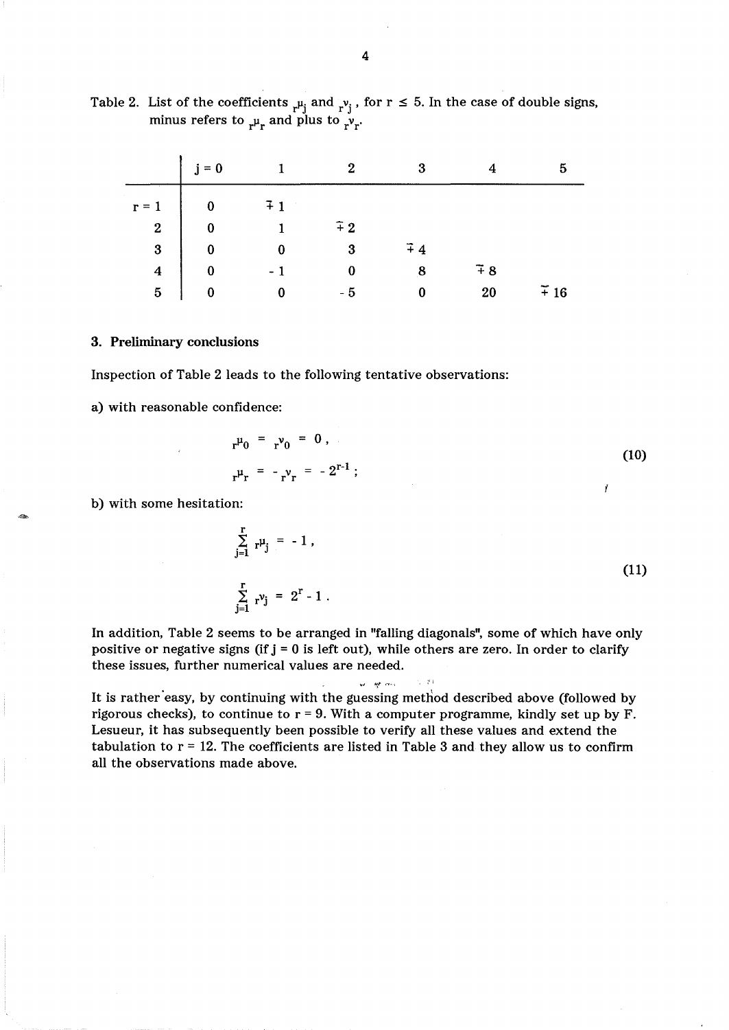Table 2. List of the coefficients ${}_r\mu_j$ and ${}_r\nu_j$, for $r \leq 5$. In the case of double signs, minus refers to ${}_r\mu_r$ and plus to ${}_r\nu_r$.

|  | j = 0 | 1 | 2 | 3 | 4 | 5 |
|---|---|---|---|---|---|---|
| r = 1 | 0 | $\mp 1$ |  |  |  |  |
| 2 | 0 | 1 | $\mp 2$ |  |  |  |
| 3 | 0 | 0 | 3 | $\mp 4$ |  |  |
| 4 | 0 | - 1 | 0 | 8 | $\mp 8$ |  |
| 5 | 0 | 0 | - 5 | 0 | 20 | $\mp 16$ |

### 3. Preliminary conclusions

Inspection of Table 2 leads to the following tentative observations:

a) with reasonable confidence:

$$
\begin{aligned}
{}_r\mu_0 &= {}_r\nu_0 = 0 \, , \\
{}_r\mu_r &= - {}_r\nu_r = - 2^{r-1} \, ;
\end{aligned}
\tag{10}
$$

b) with some hesitation:

$$
\begin{aligned}
\sum_{j=1}^{r} {}_r\mu_j &= -1 \, , \\
\sum_{j=1}^{r} {}_r\nu_j &= 2^r - 1 \, .
\end{aligned}
\tag{11}
$$

In addition, Table 2 seems to be arranged in "falling diagonals", some of which have only positive or negative signs (if j = 0 is left out), while others are zero. In order to clarify these issues, further numerical values are needed.

It is rather easy, by continuing with the guessing method described above (followed by rigorous checks), to continue to r = 9. With a computer programme, kindly set up by F. Lesueur, it has subsequently been possible to verify all these values and extend the tabulation to r = 12. The coefficients are listed in Table 3 and they allow us to confirm all the observations made above.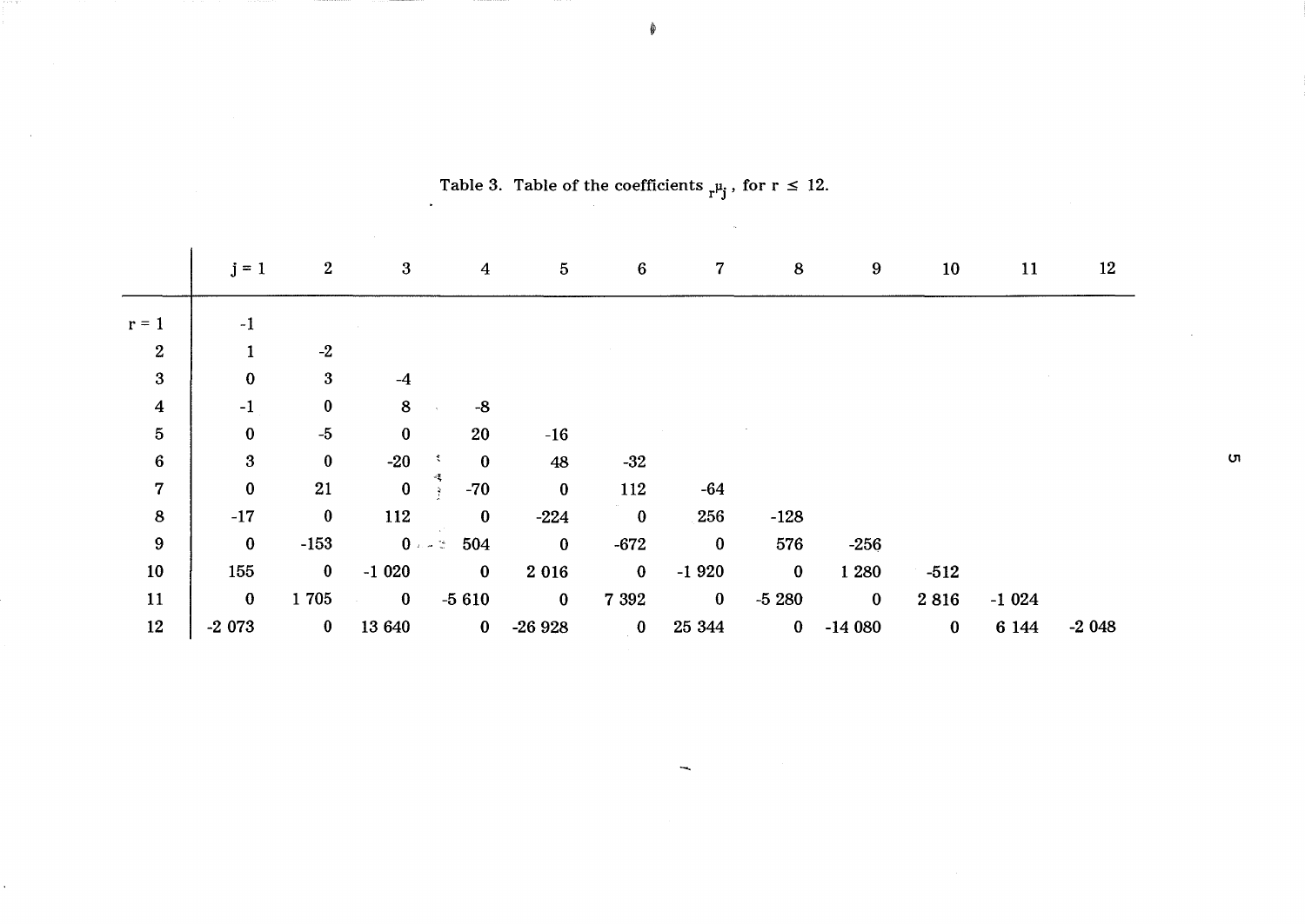Table 3. Table of the coefficients ${}_r\mu_j$, for $r \leq 12$.

| | j = 1 | 2 | 3 | 4 | 5 | 6 | 7 | 8 | 9 | 10 | 11 | 12 |
|---|---|---|---|---|---|---|---|---|---|---|---|---|
| r = 1 | -1 | | | | | | | | | | | |
| 2 | 1 | -2 | | | | | | | | | | |
| 3 | 0 | 3 | -4 | | | | | | | | | |
| 4 | -1 | 0 | 8 | -8 | | | | | | | | |
| 5 | 0 | -5 | 0 | 20 | -16 | | | | | | | |
| 6 | 3 | 0 | -20 | 0 | 48 | -32 | | | | | | |
| 7 | 0 | 21 | 0 | -70 | 0 | 112 | -64 | | | | | |
| 8 | -17 | 0 | 112 | 0 | -224 | 0 | 256 | -128 | | | | |
| 9 | 0 | -153 | 0 | 504 | 0 | -672 | 0 | 576 | -256 | | | |
| 10 | 155 | 0 | -1 020 | 0 | 2 016 | 0 | -1 920 | 0 | 1 280 | -512 | | |
| 11 | 0 | 1 705 | 0 | -5 610 | 0 | 7 392 | 0 | -5 280 | 0 | 2 816 | -1 024 | |
| 12 | -2 073 | 0 | 13 640 | 0 | -26 928 | 0 | 25 344 | 0 | -14 080 | 0 | 6 144 | -2 048 |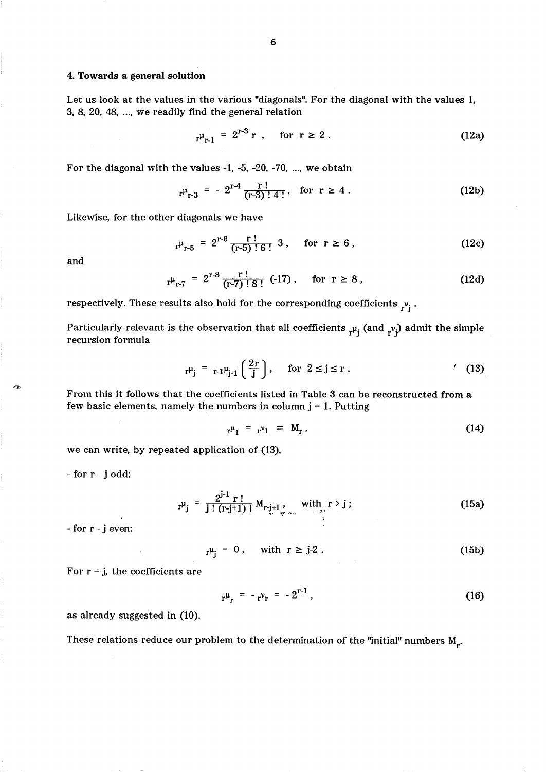## 4. Towards a general solution

Let us look at the values in the various "diagonals". For the diagonal with the values 1, 3, 8, 20, 48, ..., we readily find the general relation

$$ {}_{r}\mu_{r-1} = 2^{r-3}\, r\,, \quad \text{for } r \geq 2\,. \tag{12a} $$

For the diagonal with the values -1, -5, -20, -70, ..., we obtain

$$ {}_{r}\mu_{r-3} = -\, 2^{r-4} \frac{r\,!}{(r-3)\,!\; 4\,!}\,, \quad \text{for } r \geq 4\,. \tag{12b} $$

Likewise, for the other diagonals we have

$$ {}_{r}\mu_{r-5} = 2^{r-6} \frac{r\,!}{(r-5)\,!\; 6\,!}\; 3\,, \quad \text{for } r \geq 6\,, \tag{12c} $$

and

$$ {}_{r}\mu_{r-7} = 2^{r-8} \frac{r\,!}{(r-7)\,!\; 8\,!}\; (-17)\,, \quad \text{for } r \geq 8\,, \tag{12d} $$

respectively. These results also hold for the corresponding coefficients ${}_{r}\nu_{j}$.

Particularly relevant is the observation that all coefficients ${}_{r}\mu_{j}$ (and ${}_{r}\nu_{j}$) admit the simple recursion formula

$$ {}_{r}\mu_{j} = {}_{r-1}\mu_{j-1} \left( \frac{2r}{j} \right), \quad \text{for } 2 \leq j \leq r\,. \tag{13} $$

From this it follows that the coefficients listed in Table 3 can be reconstructed from a few basic elements, namely the numbers in column j = 1. Putting

$$ {}_{r}\mu_{1} = {}_{r}\nu_{1} \equiv M_{r}\,, \tag{14} $$

we can write, by repeated application of (13),

- for r - j odd:

$$ {}_{r}\mu_{j} = \frac{2^{j-1}\, r\,!}{j\,!\; (r-j+1)\,!}\, M_{r-j+1}\,, \quad \text{with } r > j\,; \tag{15a} $$

- for r - j even:

$$ {}_{r}\mu_{j} = 0\,, \quad \text{with } r \geq j\text{-}2\,. \tag{15b} $$

For r = j, the coefficients are

$$ {}_{r}\mu_{r} = -\,{}_{r}\nu_{r} = -\,2^{r-1}\,, \tag{16} $$

as already suggested in (10).

These relations reduce our problem to the determination of the "initial" numbers $M_r$.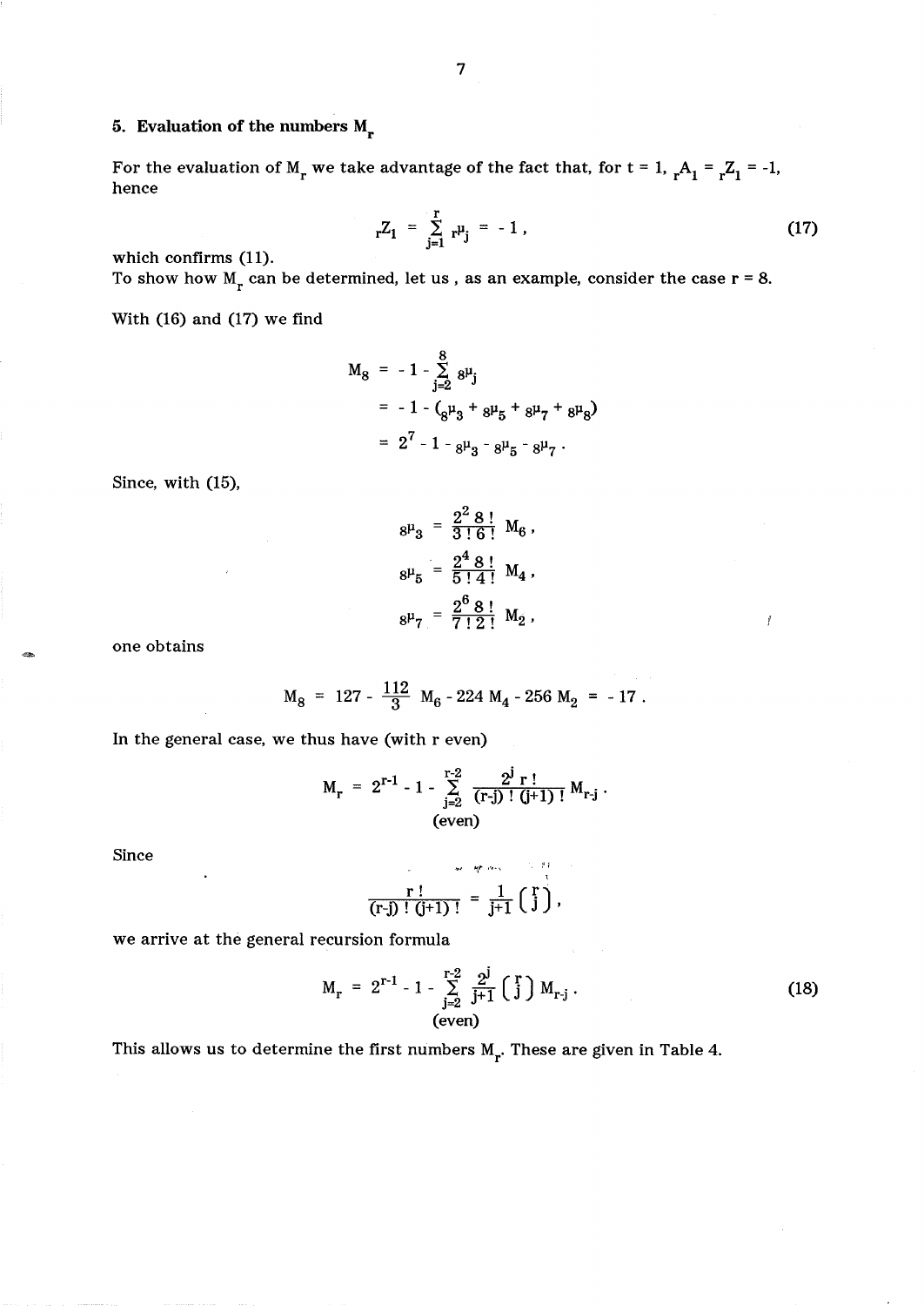## 5. Evaluation of the numbers $M_r$

For the evaluation of $M_r$ we take advantage of the fact that, for $t = 1$, ${}_rA_1 = {}_rZ_1 = -1$, hence

$$ {}_rZ_1 = \sum_{j=1}^{r} {}_r\mu_j = -1 , \tag{17} $$

which confirms (11).

To show how $M_r$ can be determined, let us , as an example, consider the case $r = 8$.

With (16) and (17) we find

$$ \begin{aligned} M_8 &= -1 - \sum_{j=2}^{8} {}_8\mu_j \\ &= -1 - ({}_8\mu_3 + {}_8\mu_5 + {}_8\mu_7 + {}_8\mu_8) \\ &= 2^7 - 1 - {}_8\mu_3 - {}_8\mu_5 - {}_8\mu_7 . \end{aligned} $$

Since, with (15),

$$ \begin{aligned} {}_8\mu_3 &= \frac{2^2\, 8\,!}{3\,!\,6\,!}\, M_6 , \\ {}_8\mu_5 &= \frac{2^4\, 8\,!}{5\,!\,4\,!}\, M_4 , \\ {}_8\mu_7 &= \frac{2^6\, 8\,!}{7\,!\,2\,!}\, M_2 , \end{aligned} $$

one obtains

$$ M_8 = 127 - \frac{112}{3} M_6 - 224\, M_4 - 256\, M_2 = -17 . $$

In the general case, we thus have (with r even)

$$ M_r = 2^{r-1} - 1 - \sum_{\substack{j=2 \\ (\text{even})}}^{r-2} \frac{2^j\, r\,!}{(r-j)\,!\,(j+1)\,!}\, M_{r-j} . $$

Since

$$ \frac{r\,!}{(r-j)\,!\,(j+1)\,!} = \frac{1}{j+1}\binom{r}{j} , $$

we arrive at the general recursion formula

$$ M_r = 2^{r-1} - 1 - \sum_{\substack{j=2 \\ (\text{even})}}^{r-2} \frac{2^j}{j+1}\binom{r}{j} M_{r-j} . \tag{18} $$

This allows us to determine the first numbers $M_r$. These are given in Table 4.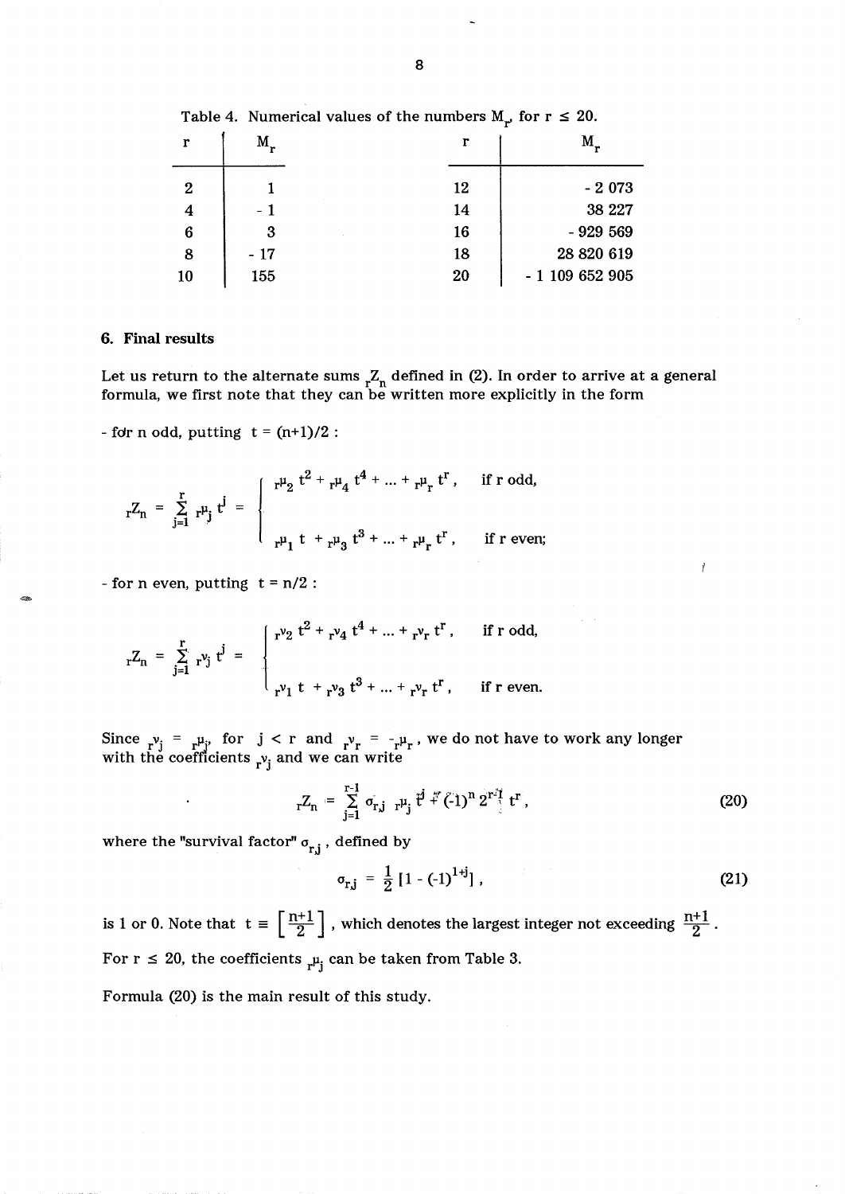Table 4. Numerical values of the numbers $M_r$, for $r \leq 20$.

| $r$ | $M_r$ | $r$ | $M_r$ |
|---|---|---|---|
| 2 | 1 | 12 | - 2 073 |
| 4 | - 1 | 14 | 38 227 |
| 6 | 3 | 16 | - 929 569 |
| 8 | - 17 | 18 | 28 820 619 |
| 10 | 155 | 20 | - 1 109 652 905 |

## 6. Final results

Let us return to the alternate sums ${}_rZ_n$ defined in (2). In order to arrive at a general formula, we first note that they can be written more explicitly in the form

- for n odd, putting $t = (n+1)/2$ :

$$
{}_rZ_n = \sum_{j=1}^{r} {}_r\mu_j \, t^j = \begin{cases} {}_r\mu_2 \, t^2 + {}_r\mu_4 \, t^4 + \ldots + {}_r\mu_r \, t^r, & \text{if r odd,} \\ \\ {}_r\mu_1 \, t + {}_r\mu_3 \, t^3 + \ldots + {}_r\mu_r \, t^r, & \text{if r even;} \end{cases}
$$

- for n even, putting $t = n/2$ :

$$
{}_rZ_n = \sum_{j=1}^{r} {}_r\nu_j \, t^j = \begin{cases} {}_r\nu_2 \, t^2 + {}_r\nu_4 \, t^4 + \ldots + {}_r\nu_r \, t^r, & \text{if r odd,} \\ \\ {}_r\nu_1 \, t + {}_r\nu_3 \, t^3 + \ldots + {}_r\nu_r \, t^r, & \text{if r even.} \end{cases}
$$

Since ${}_r\nu_j = {}_r\mu_j$, for $j < r$ and ${}_r\nu_r = -{}_r\mu_r$, we do not have to work any longer with the coefficients ${}_r\nu_j$ and we can write

$$
{}_rZ_n = \sum_{j=1}^{r-1} \sigma_{r,j} \; {}_r\mu_j \; t^j + (-1)^n \, 2^{r-1} \, t^r , \tag{20}
$$

where the "survival factor" $\sigma_{r,j}$ , defined by

$$
\sigma_{r,j} = \frac{1}{2} \left[ 1 - (-1)^{1+j} \right] , \tag{21}
$$

is 1 or 0. Note that $t \equiv \left[ \frac{n+1}{2} \right]$ , which denotes the largest integer not exceeding $\frac{n+1}{2}$ .

For $r \leq 20$, the coefficients ${}_r\mu_j$ can be taken from Table 3.

Formula (20) is the main result of this study.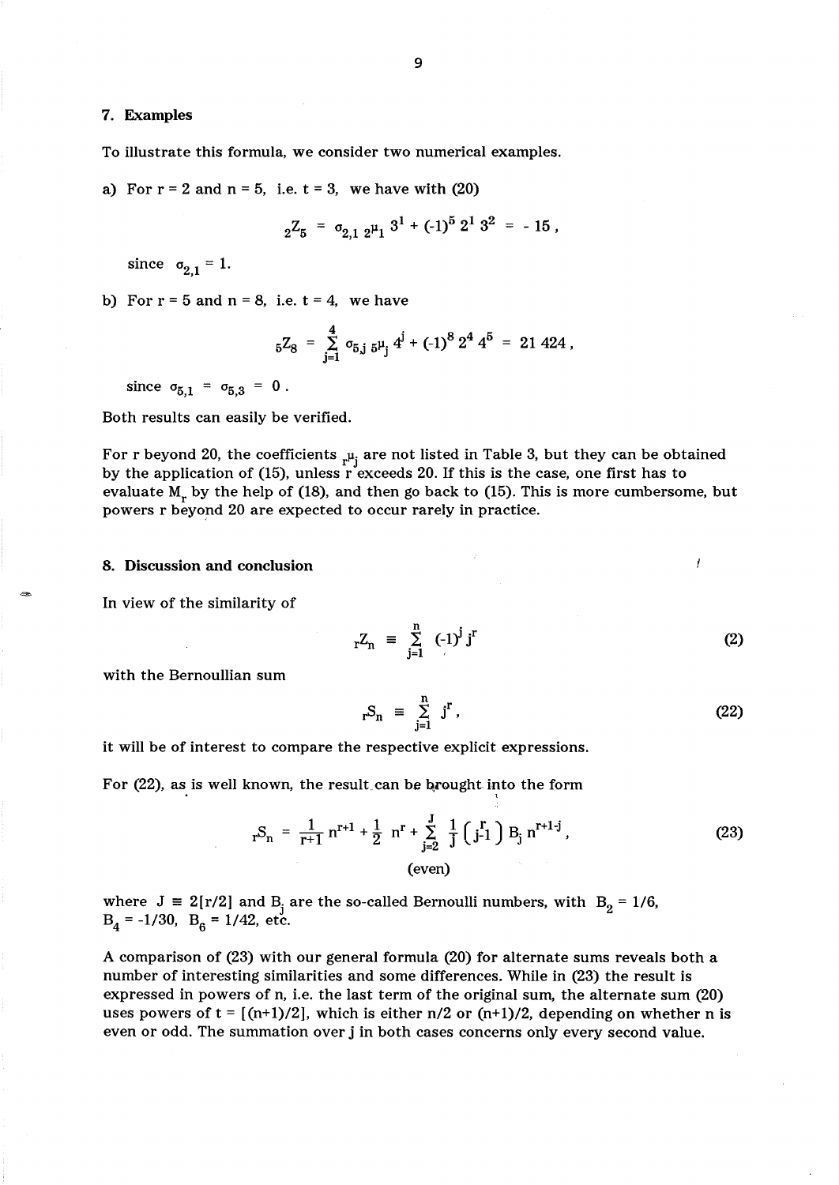## 7. Examples

To illustrate this formula, we consider two numerical examples.

a) For $r = 2$ and $n = 5$, i.e. $t = 3$, we have with (20)

$$ {}_2Z_5 = \sigma_{2,1}\, {}_2\mu_1\, 3^1 + (-1)^5\, 2^1\, 3^2 = -15 \,, $$

since $\sigma_{2,1} = 1$.

b) For $r = 5$ and $n = 8$, i.e. $t = 4$, we have

$$ {}_5Z_8 = \sum_{j=1}^{4} \sigma_{5,j}\, {}_5\mu_j\, 4^j + (-1)^8\, 2^4\, 4^5 = 21\,424 \,, $$

since $\sigma_{5,1} = \sigma_{5,3} = 0$.

Both results can easily be verified.

For r beyond 20, the coefficients ${}_r\mu_j$ are not listed in Table 3, but they can be obtained by the application of (15), unless r exceeds 20. If this is the case, one first has to evaluate $M_r$ by the help of (18), and then go back to (15). This is more cumbersome, but powers r beyond 20 are expected to occur rarely in practice.

## 8. Discussion and conclusion

In view of the similarity of

$$ {}_rZ_n \equiv \sum_{j=1}^{n} (-1)^j\, j^r \tag{2} $$

with the Bernoullian sum

$$ {}_rS_n \equiv \sum_{j=1}^{n} j^r \,, \tag{22} $$

it will be of interest to compare the respective explicit expressions.

For (22), as is well known, the result can be brought into the form

$$ {}_rS_n = \frac{1}{r+1}\, n^{r+1} + \frac{1}{2}\, n^r + \sum_{\substack{j=2 \\ \text{(even)}}}^{J} \frac{1}{j} \binom{r}{j-1} B_j\, n^{r+1-j} \,, \tag{23} $$

where $J \equiv 2[r/2]$ and $B_j$ are the so-called Bernoulli numbers, with $B_2 = 1/6$, $B_4 = -1/30$, $B_6 = 1/42$, etc.

A comparison of (23) with our general formula (20) for alternate sums reveals both a number of interesting similarities and some differences. While in (23) the result is expressed in powers of n, i.e. the last term of the original sum, the alternate sum (20) uses powers of $t = [(n+1)/2]$, which is either $n/2$ or $(n+1)/2$, depending on whether n is even or odd. The summation over j in both cases concerns only every second value.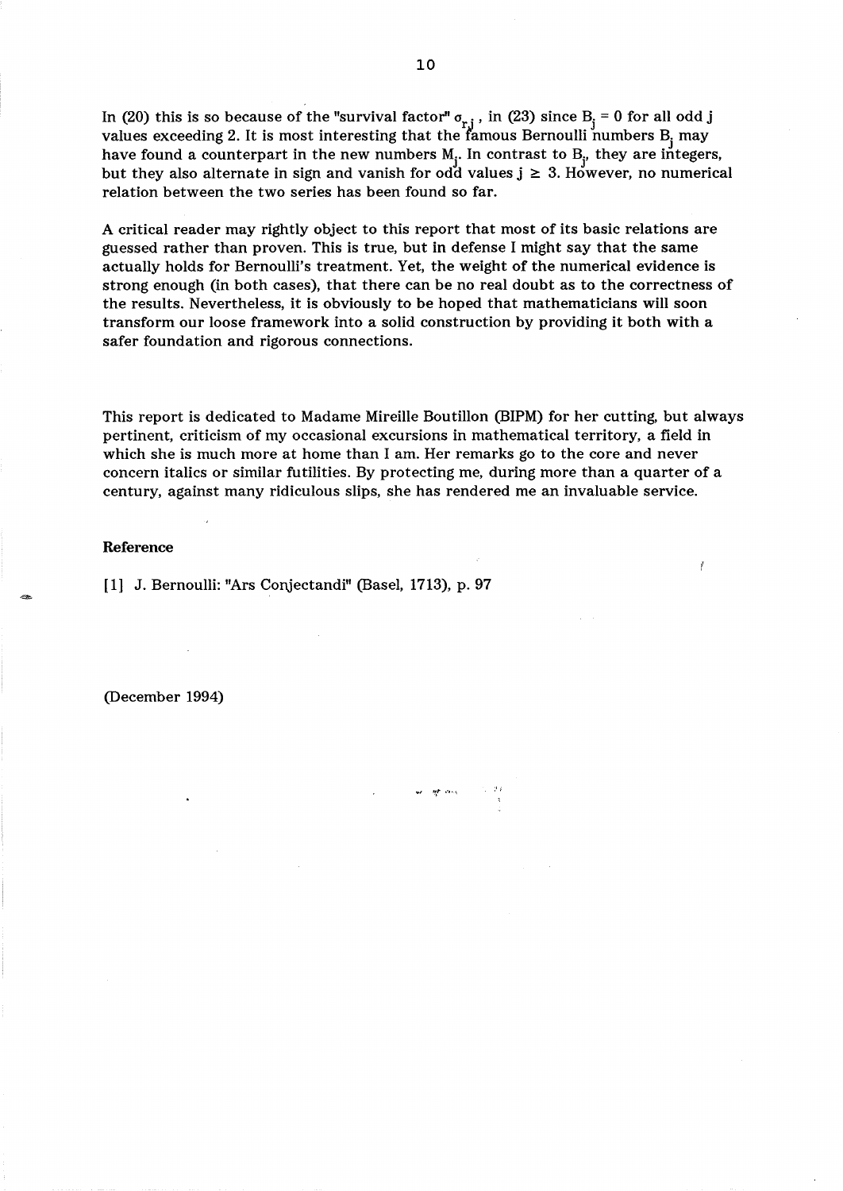In (20) this is so because of the "survival factor" $\sigma_{r,j}$, in (23) since $B_j = 0$ for all odd j values exceeding 2. It is most interesting that the famous Bernoulli numbers $B_j$ may have found a counterpart in the new numbers $M_j$. In contrast to $B_j$, they are integers, but they also alternate in sign and vanish for odd values $j \geq 3$. However, no numerical relation between the two series has been found so far.

A critical reader may rightly object to this report that most of its basic relations are guessed rather than proven. This is true, but in defense I might say that the same actually holds for Bernoulli's treatment. Yet, the weight of the numerical evidence is strong enough (in both cases), that there can be no real doubt as to the correctness of the results. Nevertheless, it is obviously to be hoped that mathematicians will soon transform our loose framework into a solid construction by providing it both with a safer foundation and rigorous connections.

This report is dedicated to Madame Mireille Boutillon (BIPM) for her cutting, but always pertinent, criticism of my occasional excursions in mathematical territory, a field in which she is much more at home than I am. Her remarks go to the core and never concern italics or similar futilities. By protecting me, during more than a quarter of a century, against many ridiculous slips, she has rendered me an invaluable service.

**Reference**

[1] J. Bernoulli: "Ars Conjectandi" (Basel, 1713), p. 97

(December 1994)